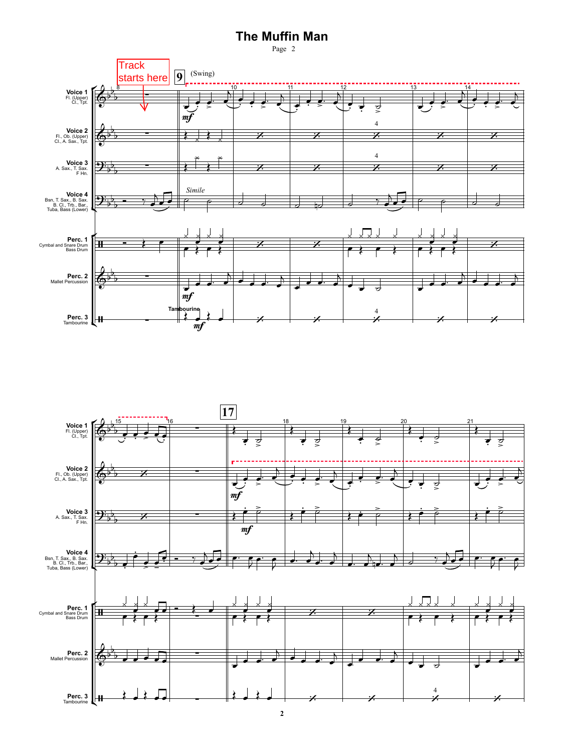# The Muffin Man

Page 2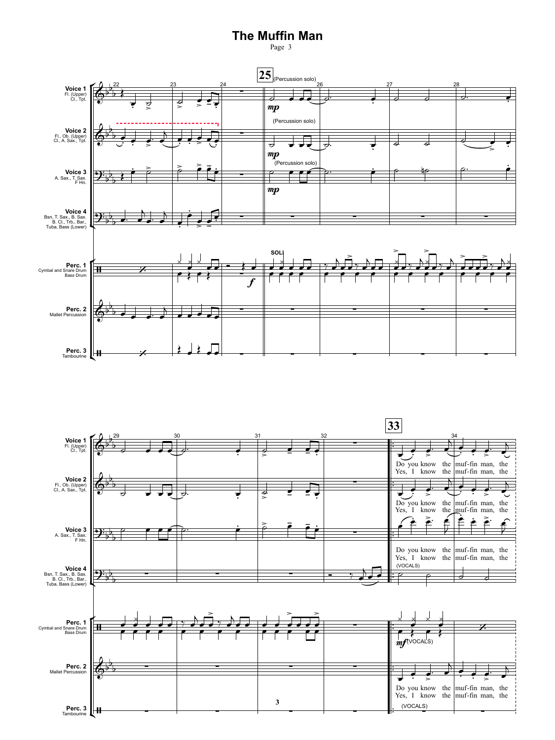# The Muffin Man

Page 3

**25** (Percussion solo)

Voice 1 — Fl. (Upper) Cl., Tpt.

Voice 2 — Fl., Ob. (Upper) Cl., A. Sax., Tpt.

Voice 3 — A. Sax., T. Sax. F Hn.

Voice 4 — Bsn, T. Sax., B. Sax. B. Cl., Trb., Bar., Tuba, Bass (Lower)

Perc. 1 — Cymbal and Snare Drum, Bass Drum

Perc. 2 — Mallet Percussion

Perc. 3 — Tambourine

*mp* (Percussion solo)

*f* SOLI

**33**

Do you know the muf-fin man, the
Yes, I know the muf-fin man, the

(VOCALS)

*mf* (VOCALS)